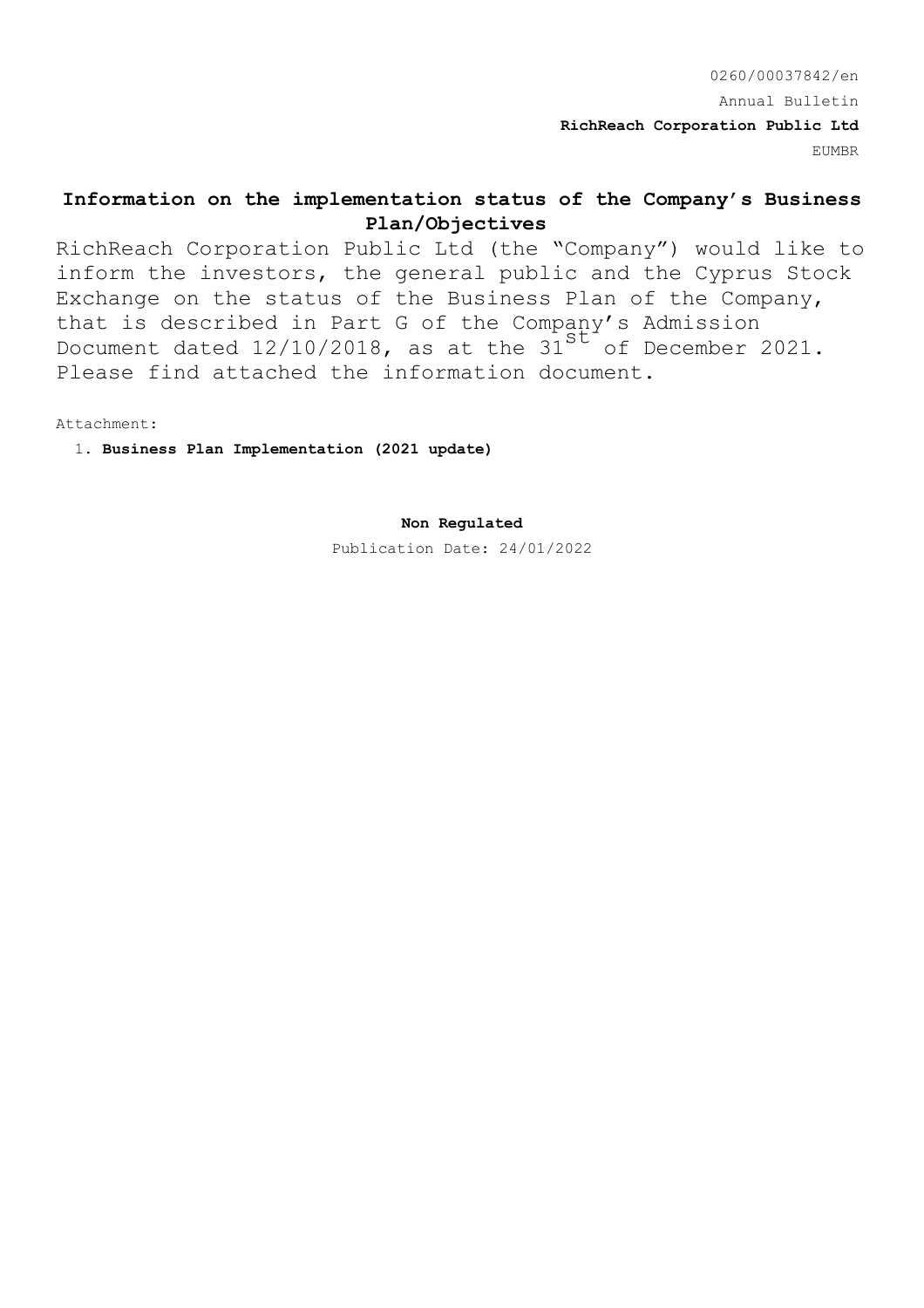0260/00037842/en

Annual Bulletin

**RichReach Corporation Public Ltd**

EUMBR

## Information on the implementation status of the Company's Business Plan/Objectives

RichReach Corporation Public Ltd (the "Company") would like to inform the investors, the general public and the Cyprus Stock Exchange on the status of the Business Plan of the Company, that is described in Part G of the Company's Admission Document dated 12/10/2018, as at the 31st of December 2021. Please find attached the information document.

Attachment:

1. **Business Plan Implementation (2021 update)**

**Non Regulated**

Publication Date: 24/01/2022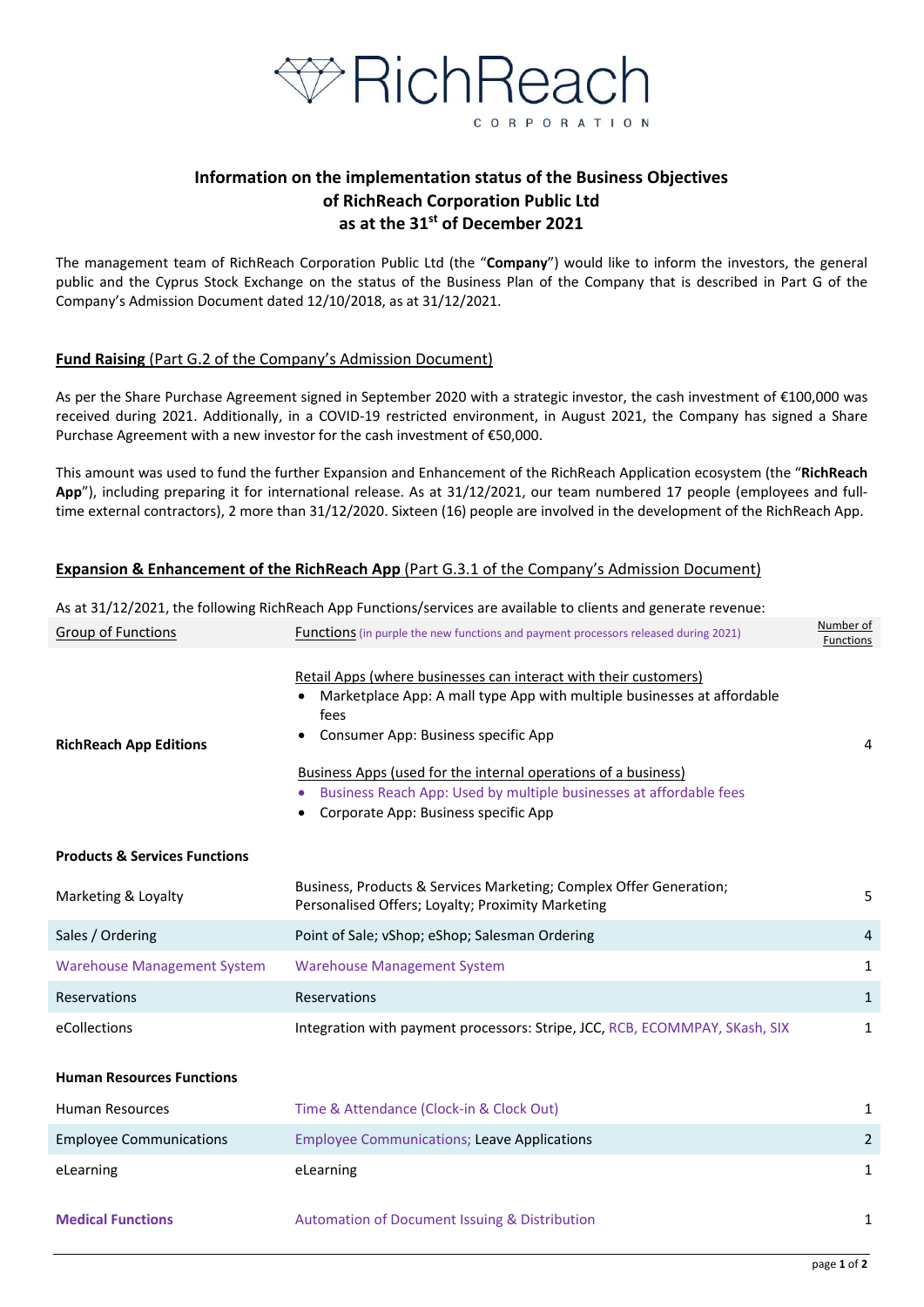RichReach CORPORATION

## Information on the implementation status of the Business Objectives of RichReach Corporation Public Ltd as at the 31st of December 2021

The management team of RichReach Corporation Public Ltd (the "**Company**") would like to inform the investors, the general public and the Cyprus Stock Exchange on the status of the Business Plan of the Company that is described in Part G of the Company's Admission Document dated 12/10/2018, as at 31/12/2021.

### Fund Raising (Part G.2 of the Company's Admission Document)

As per the Share Purchase Agreement signed in September 2020 with a strategic investor, the cash investment of €100,000 was received during 2021. Additionally, in a COVID-19 restricted environment, in August 2021, the Company has signed a Share Purchase Agreement with a new investor for the cash investment of €50,000.

This amount was used to fund the further Expansion and Enhancement of the RichReach Application ecosystem (the "**RichReach App**"), including preparing it for international release. As at 31/12/2021, our team numbered 17 people (employees and full-time external contractors), 2 more than 31/12/2020. Sixteen (16) people are involved in the development of the RichReach App.

### Expansion & Enhancement of the RichReach App (Part G.3.1 of the Company's Admission Document)

As at 31/12/2021, the following RichReach App Functions/services are available to clients and generate revenue:

| Group of Functions | Functions (in purple the new functions and payment processors released during 2021) | Number of Functions |
|---|---|---|
| **RichReach App Editions** | Retail Apps (where businesses can interact with their customers)<br>• Marketplace App: A mall type App with multiple businesses at affordable fees<br>• Consumer App: Business specific App<br>Business Apps (used for the internal operations of a business)<br>• Business Reach App: Used by multiple businesses at affordable fees<br>• Corporate App: Business specific App | 4 |
| **Products & Services Functions** | | |
| Marketing & Loyalty | Business, Products & Services Marketing; Complex Offer Generation; Personalised Offers; Loyalty; Proximity Marketing | 5 |
| Sales / Ordering | Point of Sale; vShop; eShop; Salesman Ordering | 4 |
| Warehouse Management System | Warehouse Management System | 1 |
| Reservations | Reservations | 1 |
| eCollections | Integration with payment processors: Stripe, JCC, RCB, ECOMMPAY, SKash, SIX | 1 |
| **Human Resources Functions** | | |
| Human Resources | Time & Attendance (Clock-in & Clock Out) | 1 |
| Employee Communications | Employee Communications; Leave Applications | 2 |
| eLearning | eLearning | 1 |
| **Medical Functions** | Automation of Document Issuing & Distribution | 1 |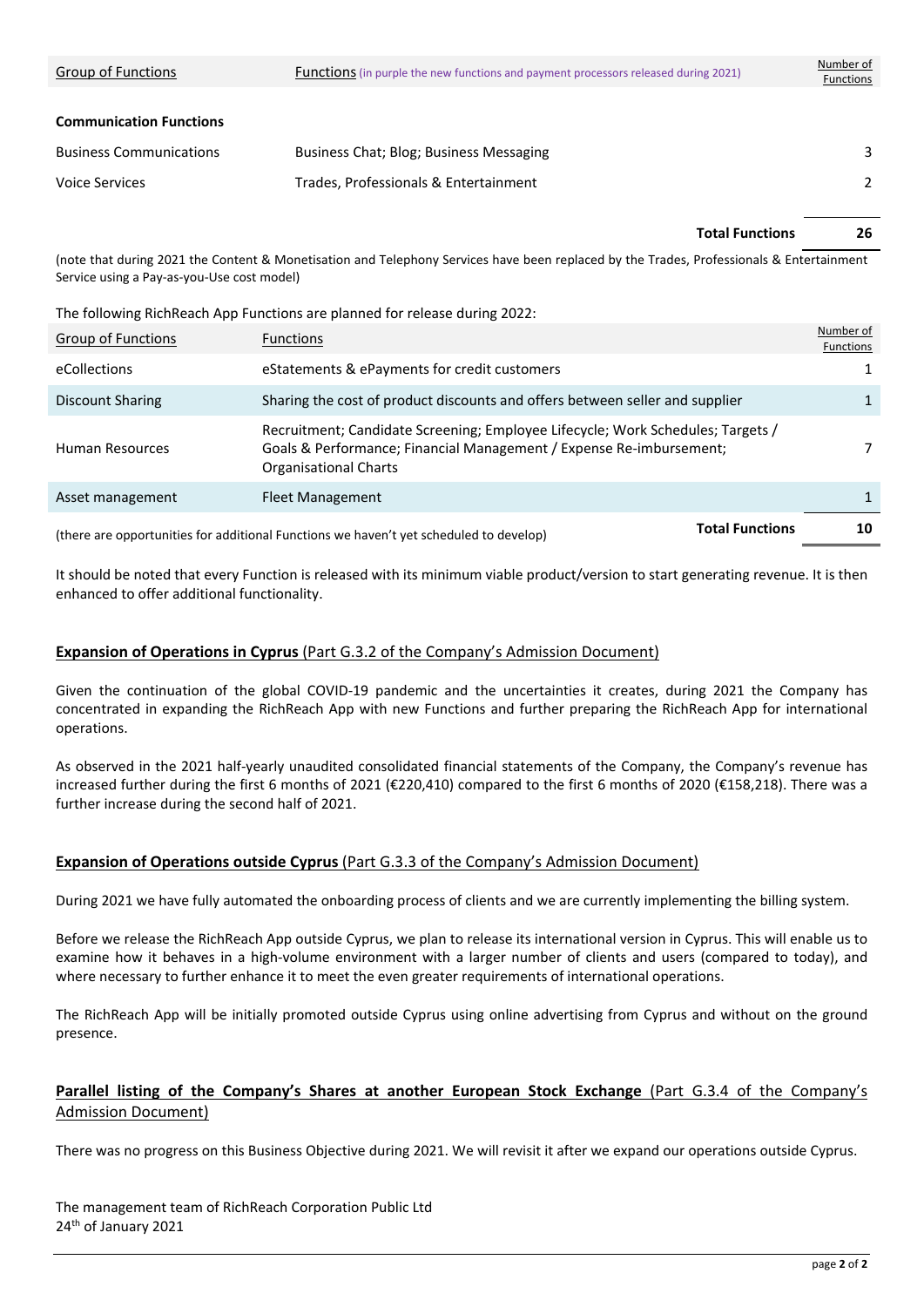| Group of Functions | Functions (in purple the new functions and payment processors released during 2021) | Number of Functions |
|---|---|---|
| **Communication Functions** | | |
| Business Communications | Business Chat; Blog; Business Messaging | 3 |
| Voice Services | Trades, Professionals & Entertainment | 2 |
| | **Total Functions** | **26** |

(note that during 2021 the Content & Monetisation and Telephony Services have been replaced by the Trades, Professionals & Entertainment Service using a Pay-as-you-Use cost model)

The following RichReach App Functions are planned for release during 2022:

| Group of Functions | Functions | Number of Functions |
|---|---|---|
| eCollections | eStatements & ePayments for credit customers | 1 |
| Discount Sharing | Sharing the cost of product discounts and offers between seller and supplier | 1 |
| Human Resources | Recruitment; Candidate Screening; Employee Lifecycle; Work Schedules; Targets / Goals & Performance; Financial Management / Expense Re-imbursement; Organisational Charts | 7 |
| Asset management | Fleet Management | 1 |
| (there are opportunities for additional Functions we haven't yet scheduled to develop) | **Total Functions** | **10** |

It should be noted that every Function is released with its minimum viable product/version to start generating revenue. It is then enhanced to offer additional functionality.

## Expansion of Operations in Cyprus (Part G.3.2 of the Company's Admission Document)

Given the continuation of the global COVID-19 pandemic and the uncertainties it creates, during 2021 the Company has concentrated in expanding the RichReach App with new Functions and further preparing the RichReach App for international operations.

As observed in the 2021 half-yearly unaudited consolidated financial statements of the Company, the Company's revenue has increased further during the first 6 months of 2021 (€220,410) compared to the first 6 months of 2020 (€158,218). There was a further increase during the second half of 2021.

## Expansion of Operations outside Cyprus (Part G.3.3 of the Company's Admission Document)

During 2021 we have fully automated the onboarding process of clients and we are currently implementing the billing system.

Before we release the RichReach App outside Cyprus, we plan to release its international version in Cyprus. This will enable us to examine how it behaves in a high-volume environment with a larger number of clients and users (compared to today), and where necessary to further enhance it to meet the even greater requirements of international operations.

The RichReach App will be initially promoted outside Cyprus using online advertising from Cyprus and without on the ground presence.

## Parallel listing of the Company's Shares at another European Stock Exchange (Part G.3.4 of the Company's Admission Document)

There was no progress on this Business Objective during 2021. We will revisit it after we expand our operations outside Cyprus.

The management team of RichReach Corporation Public Ltd
24th of January 2021